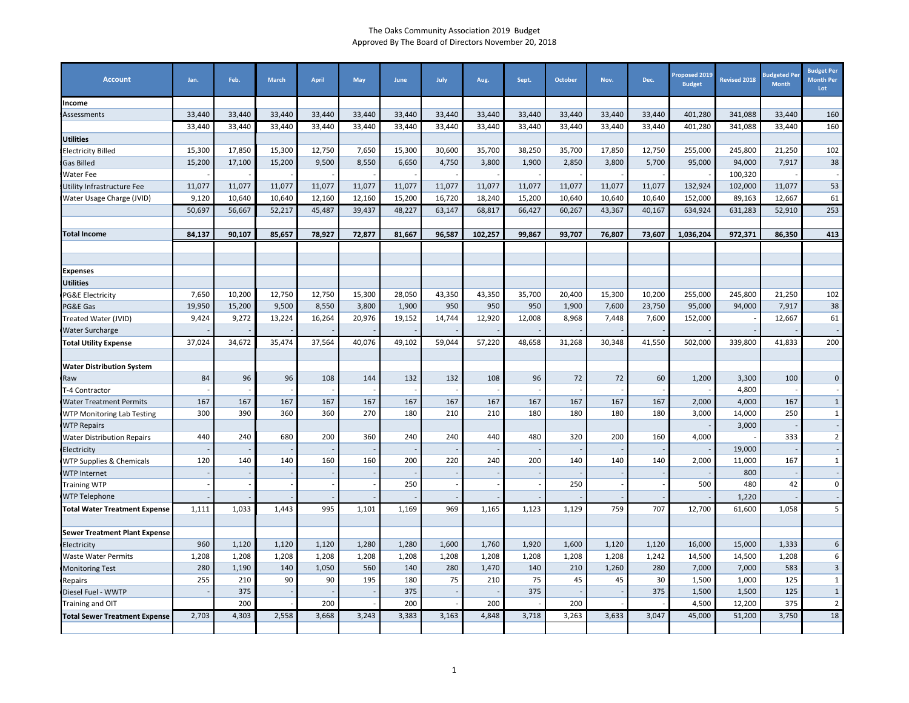The Oaks Community Association 2019 Budget
Approved By The Board of Directors November 20, 2018

| Account | Jan. | Feb. | March | April | May | June | July | Aug. | Sept. | October | Nov. | Dec. | Proposed 2019 Budget | Revised 2018 | Budgeted Per Month | Budget Per Month Per Lot |
|---|---|---|---|---|---|---|---|---|---|---|---|---|---|---|---|---|
| **Income** | | | | | | | | | | | | | | | | |
| Assessments | 33,440 | 33,440 | 33,440 | 33,440 | 33,440 | 33,440 | 33,440 | 33,440 | 33,440 | 33,440 | 33,440 | 33,440 | 401,280 | 341,088 | 33,440 | 160 |
| | 33,440 | 33,440 | 33,440 | 33,440 | 33,440 | 33,440 | 33,440 | 33,440 | 33,440 | 33,440 | 33,440 | 33,440 | 401,280 | 341,088 | 33,440 | 160 |
| **Utilities** | | | | | | | | | | | | | | | | |
| Electricity Billed | 15,300 | 17,850 | 15,300 | 12,750 | 7,650 | 15,300 | 30,600 | 35,700 | 38,250 | 35,700 | 17,850 | 12,750 | 255,000 | 245,800 | 21,250 | 102 |
| Gas Billed | 15,200 | 17,100 | 15,200 | 9,500 | 8,550 | 6,650 | 4,750 | 3,800 | 1,900 | 2,850 | 3,800 | 5,700 | 95,000 | 94,000 | 7,917 | 38 |
| Water Fee | - | - | - | - | - | - | - | - | - | - | - | - | - | 100,320 | - | - |
| Utility Infrastructure Fee | 11,077 | 11,077 | 11,077 | 11,077 | 11,077 | 11,077 | 11,077 | 11,077 | 11,077 | 11,077 | 11,077 | 11,077 | 132,924 | 102,000 | 11,077 | 53 |
| Water Usage Charge (JVID) | 9,120 | 10,640 | 10,640 | 12,160 | 12,160 | 15,200 | 16,720 | 18,240 | 15,200 | 10,640 | 10,640 | 10,640 | 152,000 | 89,163 | 12,667 | 61 |
| | 50,697 | 56,667 | 52,217 | 45,487 | 39,437 | 48,227 | 63,147 | 68,817 | 66,427 | 60,267 | 43,367 | 40,167 | 634,924 | 631,283 | 52,910 | 253 |
| **Total Income** | **84,137** | **90,107** | **85,657** | **78,927** | **72,877** | **81,667** | **96,587** | **102,257** | **99,867** | **93,707** | **76,807** | **73,607** | **1,036,204** | **972,371** | **86,350** | **413** |
| **Expenses** | | | | | | | | | | | | | | | | |
| **Utilities** | | | | | | | | | | | | | | | | |
| PG&E Electricity | 7,650 | 10,200 | 12,750 | 12,750 | 15,300 | 28,050 | 43,350 | 43,350 | 35,700 | 20,400 | 15,300 | 10,200 | 255,000 | 245,800 | 21,250 | 102 |
| PG&E Gas | 19,950 | 15,200 | 9,500 | 8,550 | 3,800 | 1,900 | 950 | 950 | 950 | 1,900 | 7,600 | 23,750 | 95,000 | 94,000 | 7,917 | 38 |
| Treated Water (JVID) | 9,424 | 9,272 | 13,224 | 16,264 | 20,976 | 19,152 | 14,744 | 12,920 | 12,008 | 8,968 | 7,448 | 7,600 | 152,000 | - | 12,667 | 61 |
| Water Surcharge | - | - | - | - | - | - | - | - | - | - | - | - | - | - | - | - |
| **Total Utility Expense** | 37,024 | 34,672 | 35,474 | 37,564 | 40,076 | 49,102 | 59,044 | 57,220 | 48,658 | 31,268 | 30,348 | 41,550 | 502,000 | 339,800 | 41,833 | 200 |
| **Water Distribution System** | | | | | | | | | | | | | | | | |
| Raw | 84 | 96 | 96 | 108 | 144 | 132 | 132 | 108 | 96 | 72 | 72 | 60 | 1,200 | 3,300 | 100 | 0 |
| T-4 Contractor | - | - | - | - | - | - | - | - | - | - | - | - | - | 4,800 | - | - |
| Water Treatment Permits | 167 | 167 | 167 | 167 | 167 | 167 | 167 | 167 | 167 | 167 | 167 | 167 | 2,000 | 4,000 | 167 | 1 |
| WTP Monitoring Lab Testing | 300 | 390 | 360 | 360 | 270 | 180 | 210 | 210 | 180 | 180 | 180 | 180 | 3,000 | 14,000 | 250 | 1 |
| WTP Repairs | | | | | | | | | | | | | - | 3,000 | - | - |
| Water Distribution Repairs | 440 | 240 | 680 | 200 | 360 | 240 | 240 | 440 | 480 | 320 | 200 | 160 | 4,000 | - | 333 | 2 |
| Electricity | - | - | - | - | - | - | - | - | - | - | - | - | - | 19,000 | - | - |
| WTP Supplies & Chemicals | 120 | 140 | 140 | 160 | 160 | 200 | 220 | 240 | 200 | 140 | 140 | 140 | 2,000 | 11,000 | 167 | 1 |
| WTP Internet | - | - | - | - | - | - | - | - | - | - | - | - | - | 800 | - | - |
| Training WTP | - | - | - | - | - | 250 | - | - | - | 250 | - | - | 500 | 480 | 42 | 0 |
| WTP Telephone | - | - | - | - | - | - | - | - | - | - | - | - | - | 1,220 | - | - |
| **Total Water Treatment Expense** | 1,111 | 1,033 | 1,443 | 995 | 1,101 | 1,169 | 969 | 1,165 | 1,123 | 1,129 | 759 | 707 | 12,700 | 61,600 | 1,058 | 5 |
| **Sewer Treatment Plant Expense** | | | | | | | | | | | | | | | | |
| Electricity | 960 | 1,120 | 1,120 | 1,120 | 1,280 | 1,280 | 1,600 | 1,760 | 1,920 | 1,600 | 1,120 | 1,120 | 16,000 | 15,000 | 1,333 | 6 |
| Waste Water Permits | 1,208 | 1,208 | 1,208 | 1,208 | 1,208 | 1,208 | 1,208 | 1,208 | 1,208 | 1,208 | 1,208 | 1,242 | 14,500 | 14,500 | 1,208 | 6 |
| Monitoring Test | 280 | 1,190 | 140 | 1,050 | 560 | 140 | 280 | 1,470 | 140 | 210 | 1,260 | 280 | 7,000 | 7,000 | 583 | 3 |
| Repairs | 255 | 210 | 90 | 90 | 195 | 180 | 75 | 210 | 75 | 45 | 45 | 30 | 1,500 | 1,000 | 125 | 1 |
| Diesel Fuel - WWTP | - | 375 | - | - | - | 375 | - | - | 375 | - | - | 375 | 1,500 | 1,500 | 125 | 1 |
| Training and OIT | | 200 | - | 200 | - | 200 | - | 200 | - | 200 | - | - | 4,500 | 12,200 | 375 | 2 |
| **Total Sewer Treatment Expense** | 2,703 | 4,303 | 2,558 | 3,668 | 3,243 | 3,383 | 3,163 | 4,848 | 3,718 | 3,263 | 3,633 | 3,047 | 45,000 | 51,200 | 3,750 | 18 |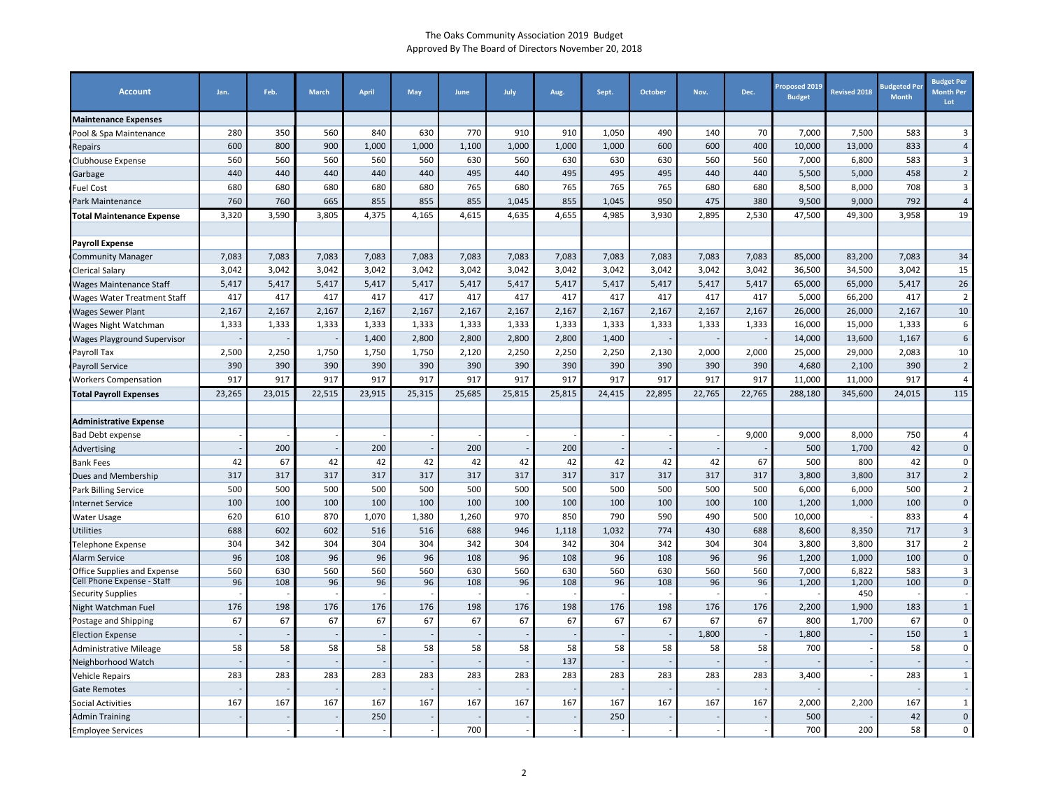The Oaks Community Association 2019 Budget
Approved By The Board of Directors November 20, 2018

| Account | Jan. | Feb. | March | April | May | June | July | Aug. | Sept. | October | Nov. | Dec. | Proposed 2019 Budget | Revised 2018 | Budgeted Per Month | Budget Per Month Per Lot |
|---|---|---|---|---|---|---|---|---|---|---|---|---|---|---|---|---|
| **Maintenance Expenses** | | | | | | | | | | | | | | | | |
| Pool & Spa Maintenance | 280 | 350 | 560 | 840 | 630 | 770 | 910 | 910 | 1,050 | 490 | 140 | 70 | 7,000 | 7,500 | 583 | 3 |
| Repairs | 600 | 800 | 900 | 1,000 | 1,000 | 1,100 | 1,000 | 1,000 | 1,000 | 600 | 600 | 400 | 10,000 | 13,000 | 833 | 4 |
| Clubhouse Expense | 560 | 560 | 560 | 560 | 560 | 630 | 560 | 630 | 630 | 630 | 560 | 560 | 7,000 | 6,800 | 583 | 3 |
| Garbage | 440 | 440 | 440 | 440 | 440 | 495 | 440 | 495 | 495 | 495 | 440 | 440 | 5,500 | 5,000 | 458 | 2 |
| Fuel Cost | 680 | 680 | 680 | 680 | 680 | 765 | 680 | 765 | 765 | 765 | 680 | 680 | 8,500 | 8,000 | 708 | 3 |
| Park Maintenance | 760 | 760 | 665 | 855 | 855 | 855 | 1,045 | 855 | 1,045 | 950 | 475 | 380 | 9,500 | 9,000 | 792 | 4 |
| **Total Maintenance Expense** | 3,320 | 3,590 | 3,805 | 4,375 | 4,165 | 4,615 | 4,635 | 4,655 | 4,985 | 3,930 | 2,895 | 2,530 | 47,500 | 49,300 | 3,958 | 19 |
| | | | | | | | | | | | | | | | | |
| **Payroll Expense** | | | | | | | | | | | | | | | | |
| Community Manager | 7,083 | 7,083 | 7,083 | 7,083 | 7,083 | 7,083 | 7,083 | 7,083 | 7,083 | 7,083 | 7,083 | 7,083 | 85,000 | 83,200 | 7,083 | 34 |
| Clerical Salary | 3,042 | 3,042 | 3,042 | 3,042 | 3,042 | 3,042 | 3,042 | 3,042 | 3,042 | 3,042 | 3,042 | 3,042 | 36,500 | 34,500 | 3,042 | 15 |
| Wages Maintenance Staff | 5,417 | 5,417 | 5,417 | 5,417 | 5,417 | 5,417 | 5,417 | 5,417 | 5,417 | 5,417 | 5,417 | 5,417 | 65,000 | 65,000 | 5,417 | 26 |
| Wages Water Treatment Staff | 417 | 417 | 417 | 417 | 417 | 417 | 417 | 417 | 417 | 417 | 417 | 417 | 5,000 | 66,200 | 417 | 2 |
| Wages Sewer Plant | 2,167 | 2,167 | 2,167 | 2,167 | 2,167 | 2,167 | 2,167 | 2,167 | 2,167 | 2,167 | 2,167 | 2,167 | 26,000 | 26,000 | 2,167 | 10 |
| Wages Night Watchman | 1,333 | 1,333 | 1,333 | 1,333 | 1,333 | 1,333 | 1,333 | 1,333 | 1,333 | 1,333 | 1,333 | 1,333 | 16,000 | 15,000 | 1,333 | 6 |
| Wages Playground Supervisor | - | - | - | 1,400 | 2,800 | 2,800 | 2,800 | 2,800 | 1,400 | - | - | - | 14,000 | 13,600 | 1,167 | 6 |
| Payroll Tax | 2,500 | 2,250 | 1,750 | 1,750 | 1,750 | 2,120 | 2,250 | 2,250 | 2,250 | 2,130 | 2,000 | 2,000 | 25,000 | 29,000 | 2,083 | 10 |
| Payroll Service | 390 | 390 | 390 | 390 | 390 | 390 | 390 | 390 | 390 | 390 | 390 | 390 | 4,680 | 2,100 | 390 | 2 |
| Workers Compensation | 917 | 917 | 917 | 917 | 917 | 917 | 917 | 917 | 917 | 917 | 917 | 917 | 11,000 | 11,000 | 917 | 4 |
| **Total Payroll Expenses** | 23,265 | 23,015 | 22,515 | 23,915 | 25,315 | 25,685 | 25,815 | 25,815 | 24,415 | 22,895 | 22,765 | 22,765 | 288,180 | 345,600 | 24,015 | 115 |
| | | | | | | | | | | | | | | | | |
| **Administrative Expense** | | | | | | | | | | | | | | | | |
| Bad Debt expense | - | - | - | - | - | - | - | - | - | - | - | 9,000 | 9,000 | 8,000 | 750 | 4 |
| Advertising | - | 200 | - | 200 | - | 200 | - | 200 | - | - | - | - | 500 | 1,700 | 42 | 0 |
| Bank Fees | 42 | 67 | 42 | 42 | 42 | 42 | 42 | 42 | 42 | 42 | 42 | 67 | 500 | 800 | 42 | 0 |
| Dues and Membership | 317 | 317 | 317 | 317 | 317 | 317 | 317 | 317 | 317 | 317 | 317 | 317 | 3,800 | 3,800 | 317 | 2 |
| Park Billing Service | 500 | 500 | 500 | 500 | 500 | 500 | 500 | 500 | 500 | 500 | 500 | 500 | 6,000 | 6,000 | 500 | 2 |
| Internet Service | 100 | 100 | 100 | 100 | 100 | 100 | 100 | 100 | 100 | 100 | 100 | 100 | 1,200 | 1,000 | 100 | 0 |
| Water Usage | 620 | 610 | 870 | 1,070 | 1,380 | 1,260 | 970 | 850 | 790 | 590 | 490 | 500 | 10,000 | - | 833 | 4 |
| Utilities | 688 | 602 | 602 | 516 | 516 | 688 | 946 | 1,118 | 1,032 | 774 | 430 | 688 | 8,600 | 8,350 | 717 | 3 |
| Telephone Expense | 304 | 342 | 304 | 304 | 304 | 342 | 304 | 342 | 304 | 342 | 304 | 304 | 3,800 | 3,800 | 317 | 2 |
| Alarm Service | 96 | 108 | 96 | 96 | 96 | 108 | 96 | 108 | 96 | 108 | 96 | 96 | 1,200 | 1,000 | 100 | 0 |
| Office Supplies and Expense | 560 | 630 | 560 | 560 | 560 | 630 | 560 | 630 | 560 | 630 | 560 | 560 | 7,000 | 6,822 | 583 | 3 |
| Cell Phone Expense - Staff | 96 | 108 | 96 | 96 | 96 | 108 | 96 | 108 | 96 | 108 | 96 | 96 | 1,200 | 1,200 | 100 | 0 |
| Security Supplies | - | - | - | - | - | - | - | - | - | - | - | - | - | 450 | - | - |
| Night Watchman Fuel | 176 | 198 | 176 | 176 | 176 | 198 | 176 | 198 | 176 | 198 | 176 | 176 | 2,200 | 1,900 | 183 | 1 |
| Postage and Shipping | 67 | 67 | 67 | 67 | 67 | 67 | 67 | 67 | 67 | 67 | 67 | 67 | 800 | 1,700 | 67 | 0 |
| Election Expense | - | - | - | - | - | - | - | - | - | - | 1,800 | - | 1,800 | - | 150 | 1 |
| Administrative Mileage | 58 | 58 | 58 | 58 | 58 | 58 | 58 | 58 | 58 | 58 | 58 | 58 | 700 | - | 58 | 0 |
| Neighborhood Watch | - | - | - | - | - | - | - | 137 | - | - | - | - | - | - | - | - |
| Vehicle Repairs | 283 | 283 | 283 | 283 | 283 | 283 | 283 | 283 | 283 | 283 | 283 | 283 | 3,400 | - | 283 | 1 |
| Gate Remotes | - | - | - | - | - | - | - | - | - | - | - | - | - | - | - | - |
| Social Activities | 167 | 167 | 167 | 167 | 167 | 167 | 167 | 167 | 167 | 167 | 167 | 167 | 2,000 | 2,200 | 167 | 1 |
| Admin Training | - | - | - | 250 | - | - | - | - | 250 | - | - | - | 500 | - | 42 | 0 |
| Employee Services | | - | - | - | - | 700 | - | - | - | - | - | - | 700 | 200 | 58 | 0 |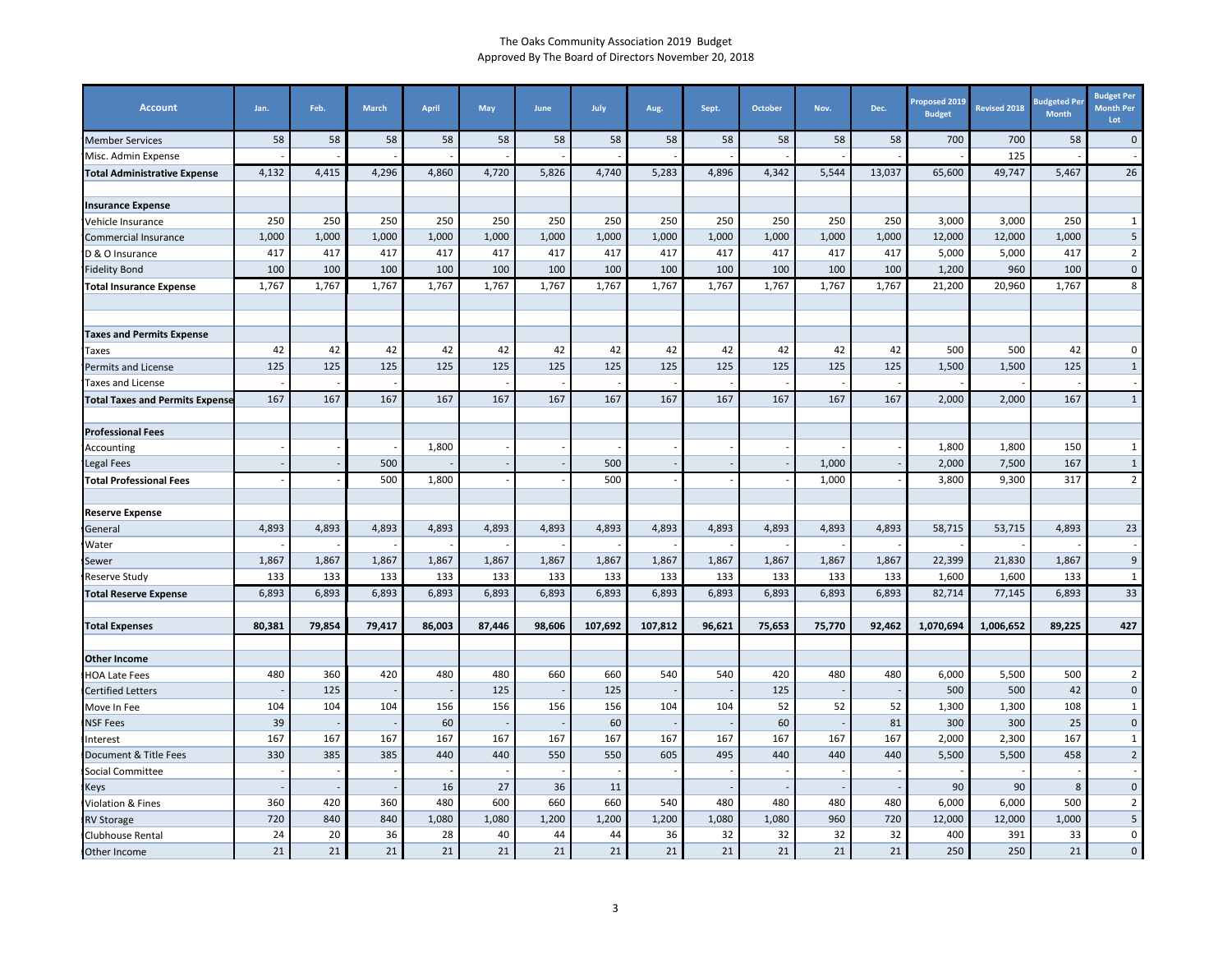The Oaks Community Association 2019 Budget
Approved By The Board of Directors November 20, 2018

| Account | Jan. | Feb. | March | April | May | June | July | Aug. | Sept. | October | Nov. | Dec. | Proposed 2019 Budget | Revised 2018 | Budgeted Per Month | Budget Per Month Per Lot |
|---|---|---|---|---|---|---|---|---|---|---|---|---|---|---|---|---|
| Member Services | 58 | 58 | 58 | 58 | 58 | 58 | 58 | 58 | 58 | 58 | 58 | 58 | 700 | 700 | 58 | 0 |
| Misc. Admin Expense | - | - | - | - | - | - | - | - | - | - | - | - | - | 125 | - | - |
| **Total Administrative Expense** | 4,132 | 4,415 | 4,296 | 4,860 | 4,720 | 5,826 | 4,740 | 5,283 | 4,896 | 4,342 | 5,544 | 13,037 | 65,600 | 49,747 | 5,467 | 26 |
| | | | | | | | | | | | | | | | | |
| **Insurance Expense** | | | | | | | | | | | | | | | | |
| Vehicle Insurance | 250 | 250 | 250 | 250 | 250 | 250 | 250 | 250 | 250 | 250 | 250 | 250 | 3,000 | 3,000 | 250 | 1 |
| Commercial Insurance | 1,000 | 1,000 | 1,000 | 1,000 | 1,000 | 1,000 | 1,000 | 1,000 | 1,000 | 1,000 | 1,000 | 1,000 | 12,000 | 12,000 | 1,000 | 5 |
| D & O Insurance | 417 | 417 | 417 | 417 | 417 | 417 | 417 | 417 | 417 | 417 | 417 | 417 | 5,000 | 5,000 | 417 | 2 |
| Fidelity Bond | 100 | 100 | 100 | 100 | 100 | 100 | 100 | 100 | 100 | 100 | 100 | 100 | 1,200 | 960 | 100 | 0 |
| **Total Insurance Expense** | 1,767 | 1,767 | 1,767 | 1,767 | 1,767 | 1,767 | 1,767 | 1,767 | 1,767 | 1,767 | 1,767 | 1,767 | 21,200 | 20,960 | 1,767 | 8 |
| | | | | | | | | | | | | | | | | |
| | | | | | | | | | | | | | | | | |
| **Taxes and Permits Expense** | | | | | | | | | | | | | | | | |
| Taxes | 42 | 42 | 42 | 42 | 42 | 42 | 42 | 42 | 42 | 42 | 42 | 42 | 500 | 500 | 42 | 0 |
| Permits and License | 125 | 125 | 125 | 125 | 125 | 125 | 125 | 125 | 125 | 125 | 125 | 125 | 1,500 | 1,500 | 125 | 1 |
| Taxes and License | - | - | - | | - | - | - | - | - | - | - | - | - | - | - | - |
| **Total Taxes and Permits Expense** | 167 | 167 | 167 | 167 | 167 | 167 | 167 | 167 | 167 | 167 | 167 | 167 | 2,000 | 2,000 | 167 | 1 |
| | | | | | | | | | | | | | | | | |
| **Professional Fees** | | | | | | | | | | | | | | | | |
| Accounting | - | - | - | 1,800 | - | - | - | - | - | - | - | - | 1,800 | 1,800 | 150 | 1 |
| Legal Fees | - | - | 500 | - | - | - | 500 | - | - | - | 1,000 | - | 2,000 | 7,500 | 167 | 1 |
| **Total Professional Fees** | - | - | 500 | 1,800 | - | - | 500 | - | - | - | 1,000 | - | 3,800 | 9,300 | 317 | 2 |
| | | | | | | | | | | | | | | | | |
| **Reserve Expense** | | | | | | | | | | | | | | | | |
| General | 4,893 | 4,893 | 4,893 | 4,893 | 4,893 | 4,893 | 4,893 | 4,893 | 4,893 | 4,893 | 4,893 | 4,893 | 58,715 | 53,715 | 4,893 | 23 |
| Water | - | - | - | - | - | - | - | - | - | - | - | - | - | - | - | - |
| Sewer | 1,867 | 1,867 | 1,867 | 1,867 | 1,867 | 1,867 | 1,867 | 1,867 | 1,867 | 1,867 | 1,867 | 1,867 | 22,399 | 21,830 | 1,867 | 9 |
| Reserve Study | 133 | 133 | 133 | 133 | 133 | 133 | 133 | 133 | 133 | 133 | 133 | 133 | 1,600 | 1,600 | 133 | 1 |
| **Total Reserve Expense** | 6,893 | 6,893 | 6,893 | 6,893 | 6,893 | 6,893 | 6,893 | 6,893 | 6,893 | 6,893 | 6,893 | 6,893 | 82,714 | 77,145 | 6,893 | 33 |
| | | | | | | | | | | | | | | | | |
| **Total Expenses** | **80,381** | **79,854** | **79,417** | **86,003** | **87,446** | **98,606** | **107,692** | **107,812** | **96,621** | **75,653** | **75,770** | **92,462** | **1,070,694** | **1,006,652** | **89,225** | **427** |
| | | | | | | | | | | | | | | | | |
| **Other Income** | | | | | | | | | | | | | | | | |
| HOA Late Fees | 480 | 360 | 420 | 480 | 480 | 660 | 660 | 540 | 540 | 420 | 480 | 480 | 6,000 | 5,500 | 500 | 2 |
| Certified Letters | - | 125 | - | - | 125 | - | 125 | - | - | 125 | - | - | 500 | 500 | 42 | 0 |
| Move In Fee | 104 | 104 | 104 | 156 | 156 | 156 | 156 | 104 | 104 | 52 | 52 | 52 | 1,300 | 1,300 | 108 | 1 |
| NSF Fees | 39 | - | - | 60 | - | - | 60 | - | - | 60 | - | 81 | 300 | 300 | 25 | 0 |
| Interest | 167 | 167 | 167 | 167 | 167 | 167 | 167 | 167 | 167 | 167 | 167 | 167 | 2,000 | 2,300 | 167 | 1 |
| Document & Title Fees | 330 | 385 | 385 | 440 | 440 | 550 | 550 | 605 | 495 | 440 | 440 | 440 | 5,500 | 5,500 | 458 | 2 |
| Social Committee | - | - | - | - | - | - | - | - | - | - | - | - | - | - | - | - |
| Keys | - | - | - | 16 | 27 | 36 | 11 | | - | - | - | - | 90 | 90 | 8 | 0 |
| Violation & Fines | 360 | 420 | 360 | 480 | 600 | 660 | 660 | 540 | 480 | 480 | 480 | 480 | 6,000 | 6,000 | 500 | 2 |
| RV Storage | 720 | 840 | 840 | 1,080 | 1,080 | 1,200 | 1,200 | 1,200 | 1,080 | 1,080 | 960 | 720 | 12,000 | 12,000 | 1,000 | 5 |
| Clubhouse Rental | 24 | 20 | 36 | 28 | 40 | 44 | 44 | 36 | 32 | 32 | 32 | 32 | 400 | 391 | 33 | 0 |
| Other Income | 21 | 21 | 21 | 21 | 21 | 21 | 21 | 21 | 21 | 21 | 21 | 21 | 250 | 250 | 21 | 0 |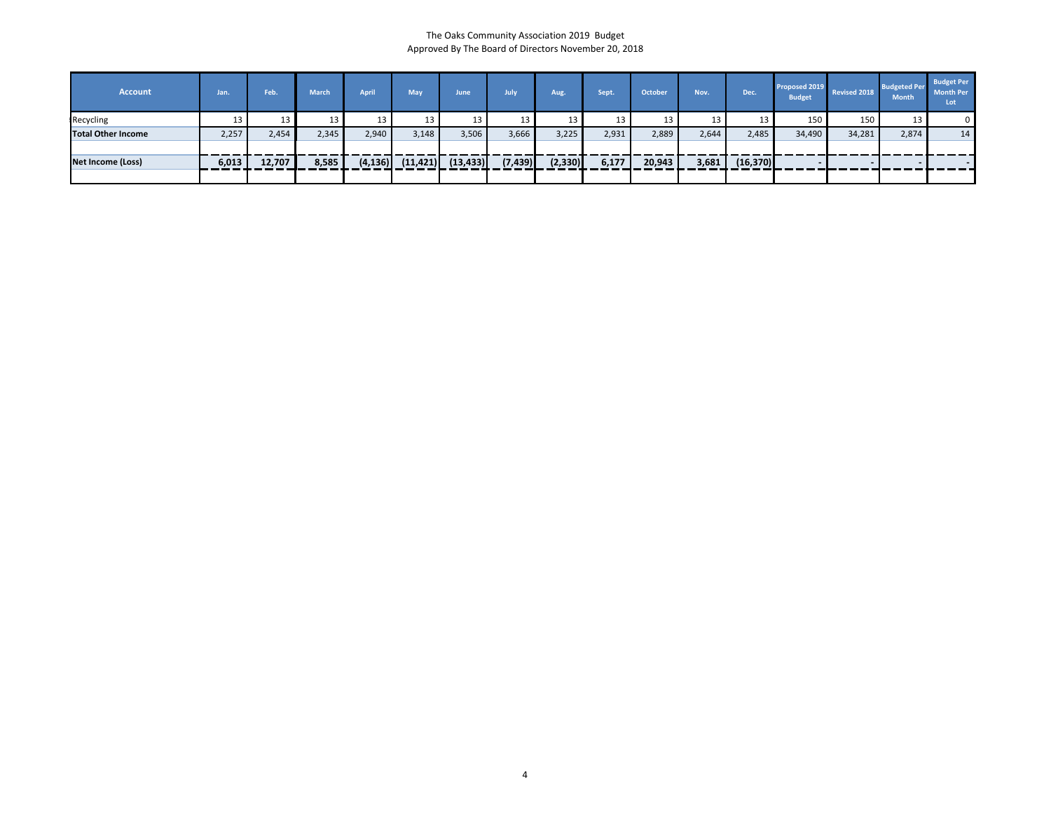The Oaks Community Association 2019 Budget
Approved By The Board of Directors November 20, 2018

| Account | Jan. | Feb. | March | April | May | June | July | Aug. | Sept. | October | Nov. | Dec. | Proposed 2019 Budget | Revised 2018 | Budgeted Per Month | Budget Per Month Per Lot |
|---|---|---|---|---|---|---|---|---|---|---|---|---|---|---|---|---|
| Recycling | 13 | 13 | 13 | 13 | 13 | 13 | 13 | 13 | 13 | 13 | 13 | 13 | 150 | 150 | 13 | 0 |
| **Total Other Income** | 2,257 | 2,454 | 2,345 | 2,940 | 3,148 | 3,506 | 3,666 | 3,225 | 2,931 | 2,889 | 2,644 | 2,485 | 34,490 | 34,281 | 2,874 | 14 |
| | | | | | | | | | | | | | | | | |
| **Net Income (Loss)** | **6,013** | **12,707** | **8,585** | **(4,136)** | **(11,421)** | **(13,433)** | **(7,439)** | **(2,330)** | **6,177** | **20,943** | **3,681** | **(16,370)** | - | - | - | - |
| | | | | | | | | | | | | | | | | |